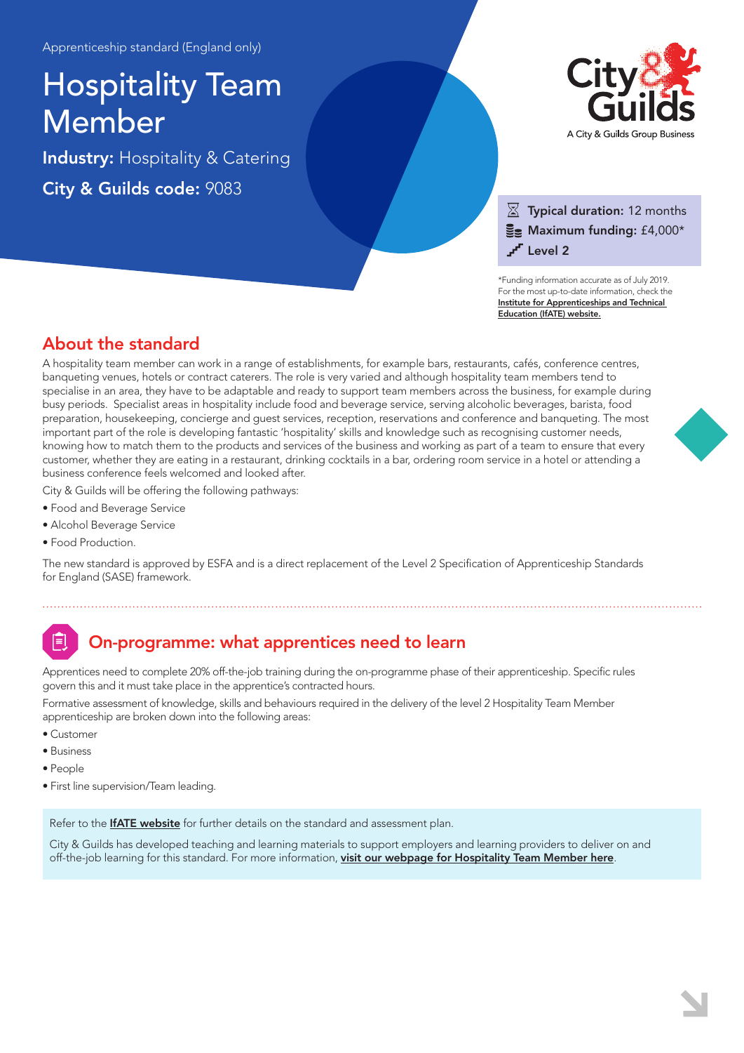Apprenticeship standard (England only)

# Hospitality Team Member

**Industry:** Hospitality & Catering

**City & Guilds code:** 9083

City & Guilds

A City & Guilds Group Business

**Typical duration:** 12 months

**Maximum funding:** £4,000*

**Level 2**

*Funding information accurate as of July 2019. For the most up-to-date information, check the Institute for Apprenticeships and Technical Education (IfATE) website.

## About the standard

A hospitality team member can work in a range of establishments, for example bars, restaurants, cafés, conference centres, banqueting venues, hotels or contract caterers. The role is very varied and although hospitality team members tend to specialise in an area, they have to be adaptable and ready to support team members across the business, for example during busy periods. Specialist areas in hospitality include food and beverage service, serving alcoholic beverages, barista, food preparation, housekeeping, concierge and guest services, reception, reservations and conference and banqueting. The most important part of the role is developing fantastic 'hospitality' skills and knowledge such as recognising customer needs, knowing how to match them to the products and services of the business and working as part of a team to ensure that every customer, whether they are eating in a restaurant, drinking cocktails in a bar, ordering room service in a hotel or attending a business conference feels welcomed and looked after.

City & Guilds will be offering the following pathways:

- Food and Beverage Service
- Alcohol Beverage Service
- Food Production.

The new standard is approved by ESFA and is a direct replacement of the Level 2 Specification of Apprenticeship Standards for England (SASE) framework.

## On-programme: what apprentices need to learn

Apprentices need to complete 20% off-the-job training during the on-programme phase of their apprenticeship. Specific rules govern this and it must take place in the apprentice's contracted hours.

Formative assessment of knowledge, skills and behaviours required in the delivery of the level 2 Hospitality Team Member apprenticeship are broken down into the following areas:

- Customer
- Business
- People
- First line supervision/Team leading.

Refer to the **IfATE website** for further details on the standard and assessment plan.

City & Guilds has developed teaching and learning materials to support employers and learning providers to deliver on and off-the-job learning for this standard. For more information, **visit our webpage for Hospitality Team Member here**.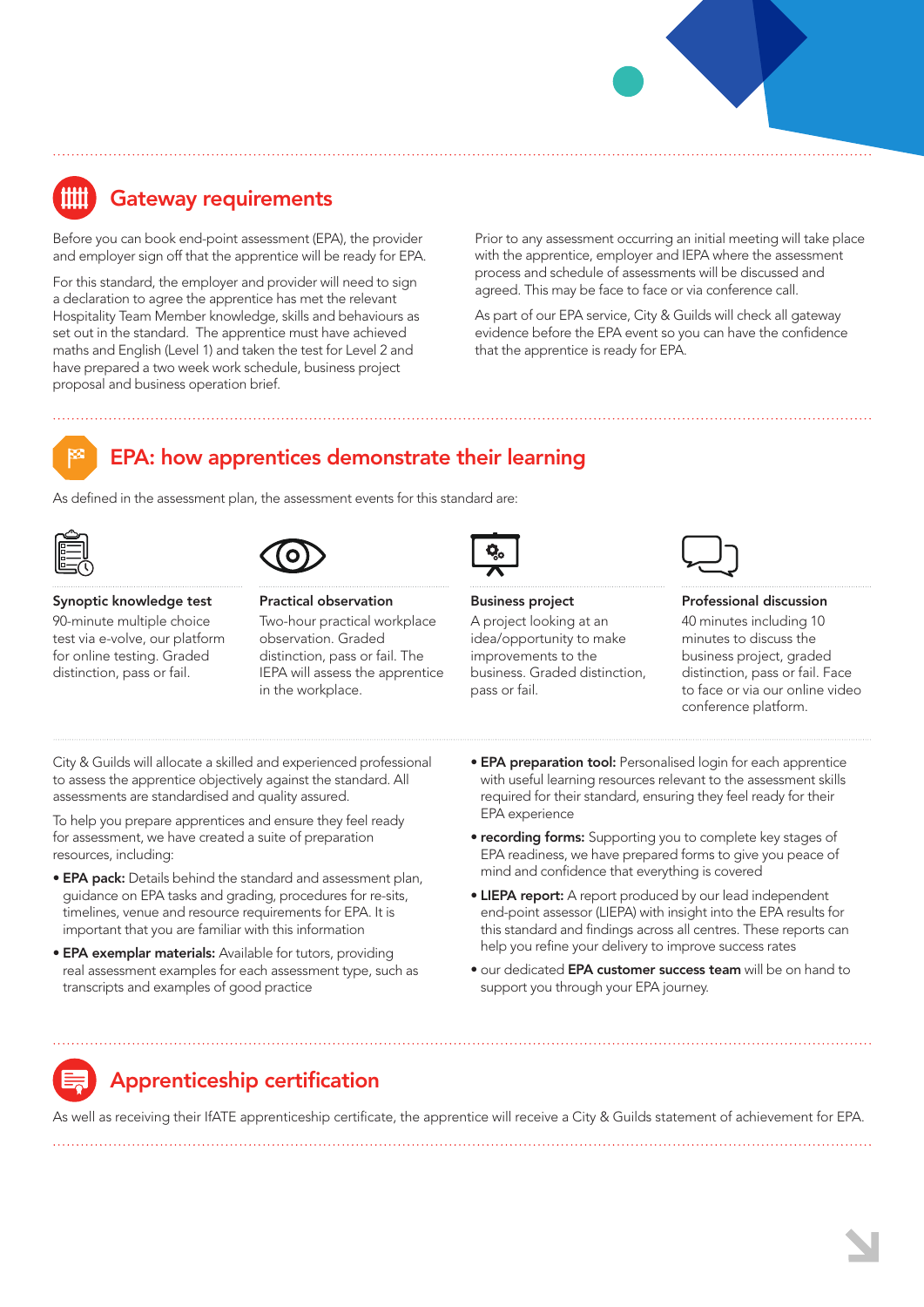## Gateway requirements

Before you can book end-point assessment (EPA), the provider and employer sign off that the apprentice will be ready for EPA.

For this standard, the employer and provider will need to sign a declaration to agree the apprentice has met the relevant Hospitality Team Member knowledge, skills and behaviours as set out in the standard. The apprentice must have achieved maths and English (Level 1) and taken the test for Level 2 and have prepared a two week work schedule, business project proposal and business operation brief.

Prior to any assessment occurring an initial meeting will take place with the apprentice, employer and IEPA where the assessment process and schedule of assessments will be discussed and agreed. This may be face to face or via conference call.

As part of our EPA service, City & Guilds will check all gateway evidence before the EPA event so you can have the confidence that the apprentice is ready for EPA.

## EPA: how apprentices demonstrate their learning

As defined in the assessment plan, the assessment events for this standard are:

**Synoptic knowledge test**
90-minute multiple choice test via e-volve, our platform for online testing. Graded distinction, pass or fail.

**Practical observation**
Two-hour practical workplace observation. Graded distinction, pass or fail. The IEPA will assess the apprentice in the workplace.

**Business project**
A project looking at an idea/opportunity to make improvements to the business. Graded distinction, pass or fail.

**Professional discussion**
40 minutes including 10 minutes to discuss the business project, graded distinction, pass or fail. Face to face or via our online video conference platform.

City & Guilds will allocate a skilled and experienced professional to assess the apprentice objectively against the standard. All assessments are standardised and quality assured.

To help you prepare apprentices and ensure they feel ready for assessment, we have created a suite of preparation resources, including:

- **EPA pack:** Details behind the standard and assessment plan, guidance on EPA tasks and grading, procedures for re-sits, timelines, venue and resource requirements for EPA. It is important that you are familiar with this information
- **EPA exemplar materials:** Available for tutors, providing real assessment examples for each assessment type, such as transcripts and examples of good practice
- **EPA preparation tool:** Personalised login for each apprentice with useful learning resources relevant to the assessment skills required for their standard, ensuring they feel ready for their EPA experience
- **recording forms:** Supporting you to complete key stages of EPA readiness, we have prepared forms to give you peace of mind and confidence that everything is covered
- **LIEPA report:** A report produced by our lead independent end-point assessor (LIEPA) with insight into the EPA results for this standard and findings across all centres. These reports can help you refine your delivery to improve success rates
- our dedicated **EPA customer success team** will be on hand to support you through your EPA journey.

## Apprenticeship certification

As well as receiving their IfATE apprenticeship certificate, the apprentice will receive a City & Guilds statement of achievement for EPA.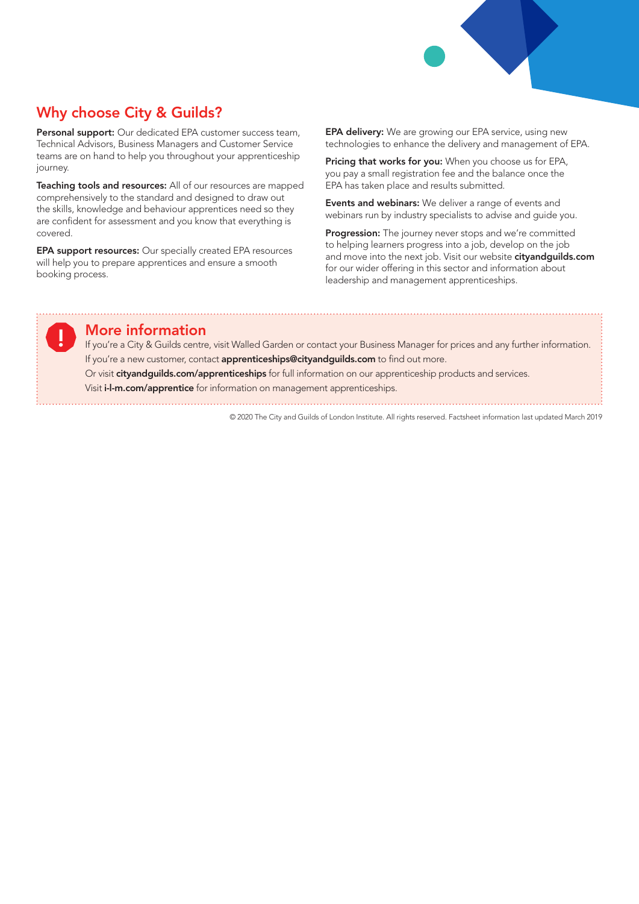## Why choose City & Guilds?

**Personal support:** Our dedicated EPA customer success team, Technical Advisors, Business Managers and Customer Service teams are on hand to help you throughout your apprenticeship journey.

**Teaching tools and resources:** All of our resources are mapped comprehensively to the standard and designed to draw out the skills, knowledge and behaviour apprentices need so they are confident for assessment and you know that everything is covered.

**EPA support resources:** Our specially created EPA resources will help you to prepare apprentices and ensure a smooth booking process.

**EPA delivery:** We are growing our EPA service, using new technologies to enhance the delivery and management of EPA.

**Pricing that works for you:** When you choose us for EPA, you pay a small registration fee and the balance once the EPA has taken place and results submitted.

**Events and webinars:** We deliver a range of events and webinars run by industry specialists to advise and guide you.

**Progression:** The journey never stops and we're committed to helping learners progress into a job, develop on the job and move into the next job. Visit our website **cityandguilds.com** for our wider offering in this sector and information about leadership and management apprenticeships.

## More information

If you're a City & Guilds centre, visit Walled Garden or contact your Business Manager for prices and any further information.

If you're a new customer, contact **apprenticeships@cityandguilds.com** to find out more.

Or visit **cityandguilds.com/apprenticeships** for full information on our apprenticeship products and services.

Visit **i-l-m.com/apprentice** for information on management apprenticeships.

© 2020 The City and Guilds of London Institute. All rights reserved. Factsheet information last updated March 2019